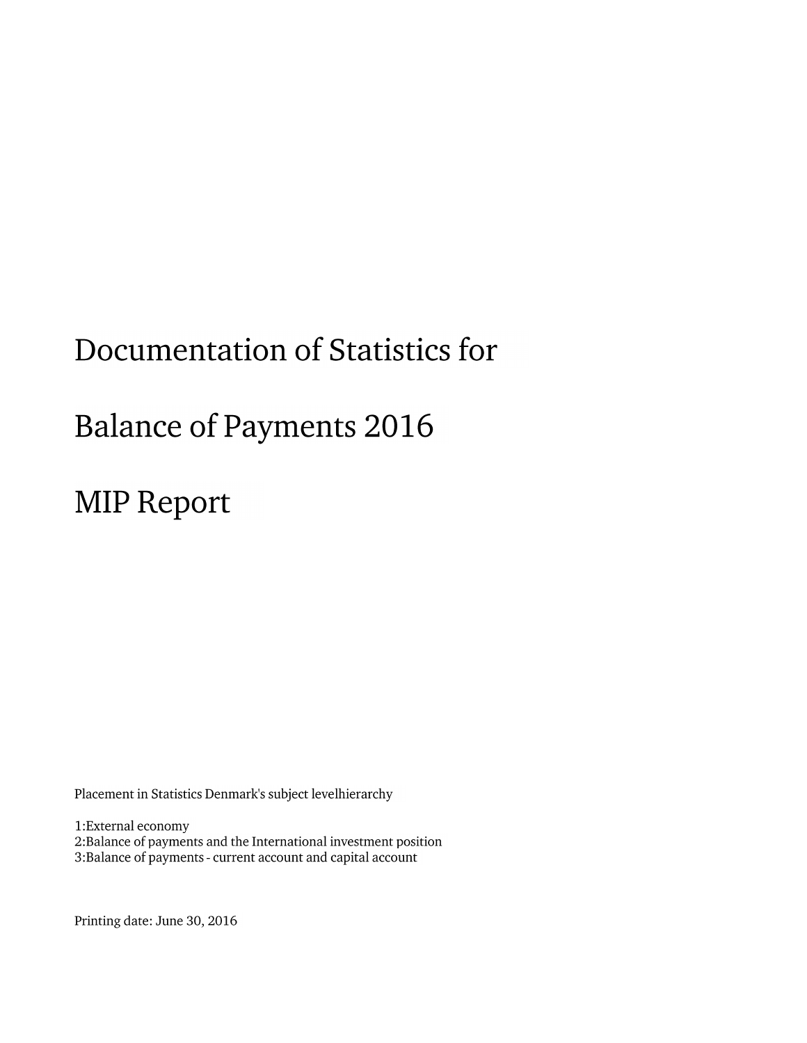# Documentation of Statistics for

# Balance of Payments 2016

# MIP Report

Placement in Statistics Denmark's subject levelhierarchy

1:External economy
2:Balance of payments and the International investment position
3:Balance of payments - current account and capital account

Printing date: June 30, 2016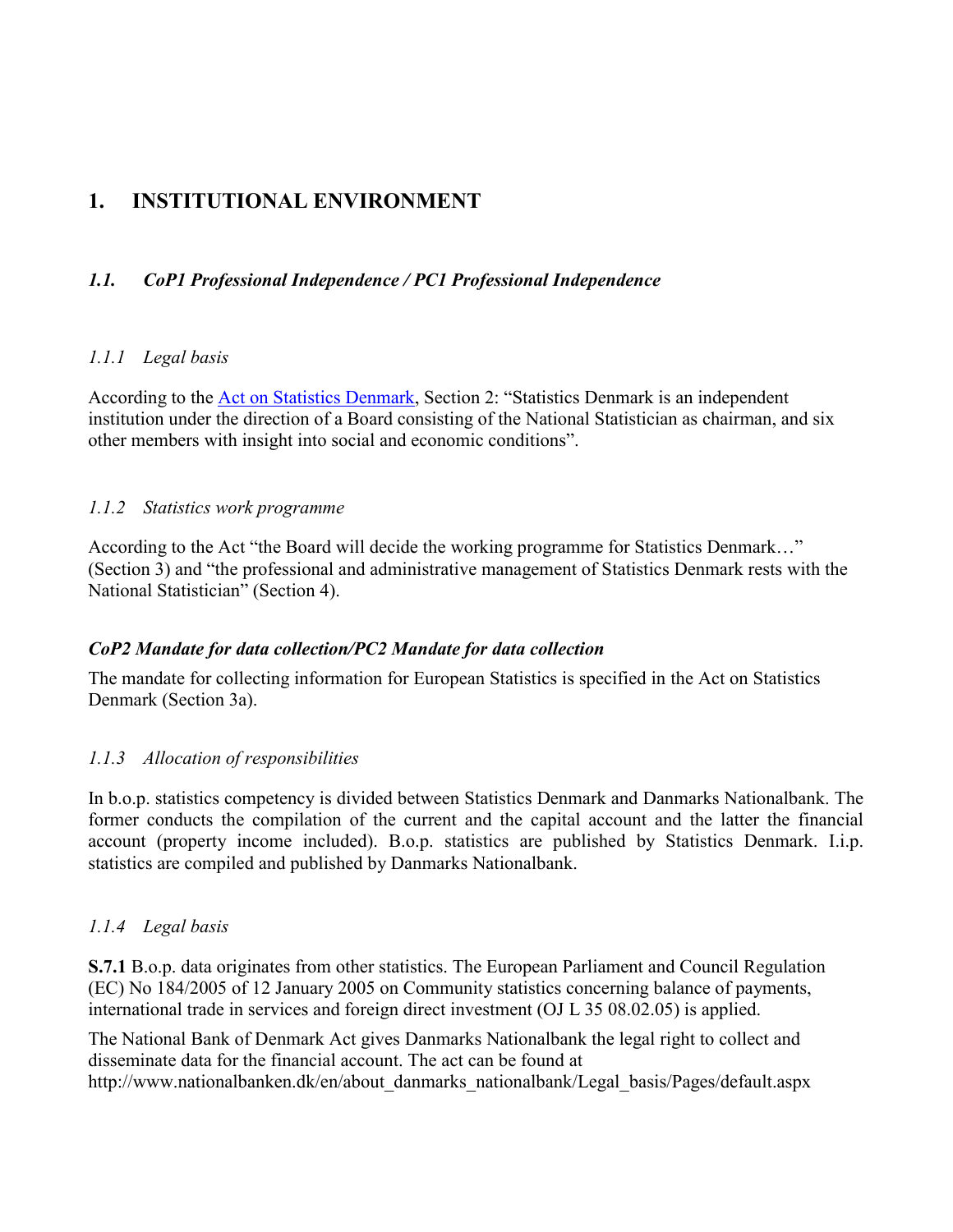# 1. INSTITUTIONAL ENVIRONMENT

## *1.1. CoP1 Professional Independence / PC1 Professional Independence*

### *1.1.1 Legal basis*

According to the [Act on Statistics Denmark](), Section 2: "Statistics Denmark is an independent institution under the direction of a Board consisting of the National Statistician as chairman, and six other members with insight into social and economic conditions".

### *1.1.2 Statistics work programme*

According to the Act "the Board will decide the working programme for Statistics Denmark…" (Section 3) and "the professional and administrative management of Statistics Denmark rests with the National Statistician" (Section 4).

### ***CoP2 Mandate for data collection/PC2 Mandate for data collection***

The mandate for collecting information for European Statistics is specified in the Act on Statistics Denmark (Section 3a).

### *1.1.3 Allocation of responsibilities*

In b.o.p. statistics competency is divided between Statistics Denmark and Danmarks Nationalbank. The former conducts the compilation of the current and the capital account and the latter the financial account (property income included). B.o.p. statistics are published by Statistics Denmark. I.i.p. statistics are compiled and published by Danmarks Nationalbank.

### *1.1.4 Legal basis*

**S.7.1** B.o.p. data originates from other statistics. The European Parliament and Council Regulation (EC) No 184/2005 of 12 January 2005 on Community statistics concerning balance of payments, international trade in services and foreign direct investment (OJ L 35 08.02.05) is applied.

The National Bank of Denmark Act gives Danmarks Nationalbank the legal right to collect and disseminate data for the financial account. The act can be found at http://www.nationalbanken.dk/en/about_danmarks_nationalbank/Legal_basis/Pages/default.aspx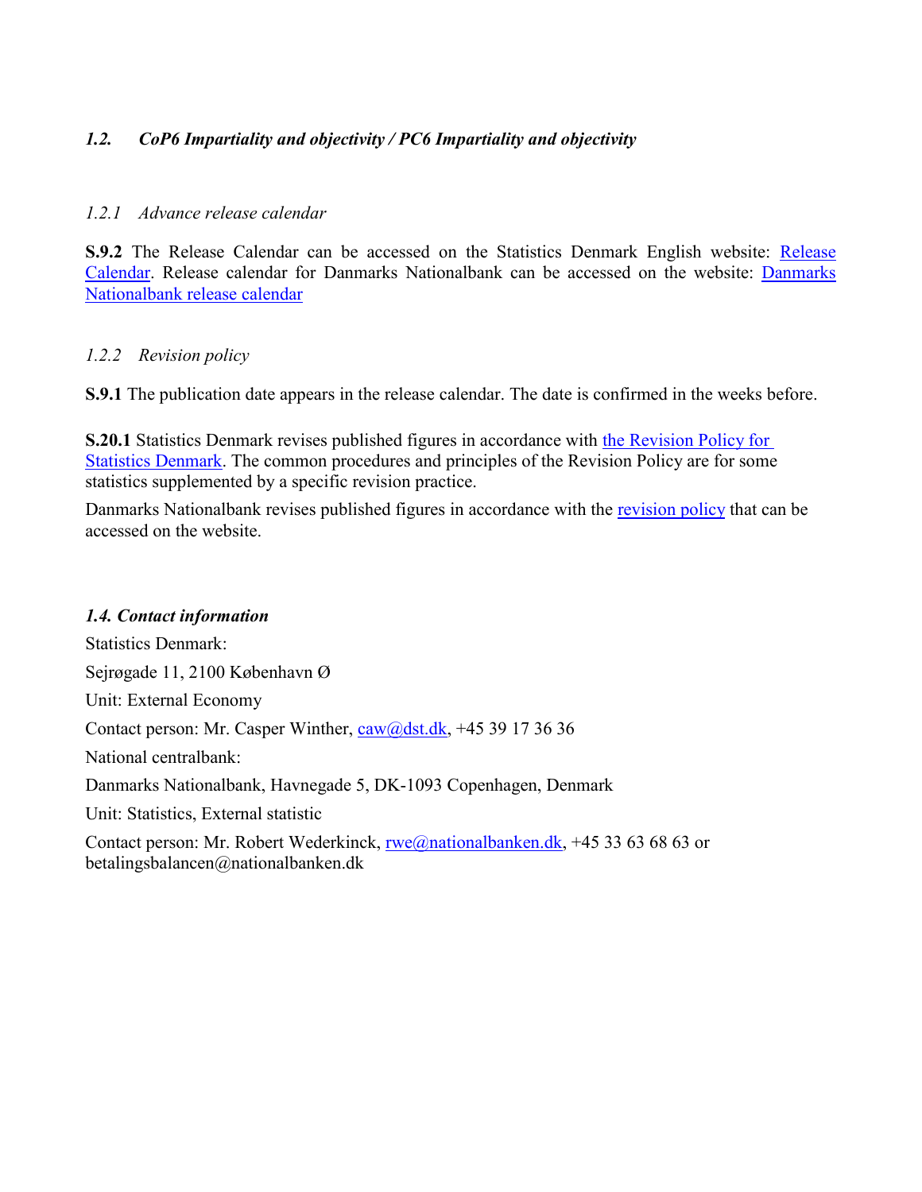### *1.2. CoP6 Impartiality and objectivity / PC6 Impartiality and objectivity*

#### *1.2.1 Advance release calendar*

**S.9.2** The Release Calendar can be accessed on the Statistics Denmark English website: Release Calendar. Release calendar for Danmarks Nationalbank can be accessed on the website: Danmarks Nationalbank release calendar

#### *1.2.2 Revision policy*

**S.9.1** The publication date appears in the release calendar. The date is confirmed in the weeks before.

**S.20.1** Statistics Denmark revises published figures in accordance with the Revision Policy for Statistics Denmark. The common procedures and principles of the Revision Policy are for some statistics supplemented by a specific revision practice.

Danmarks Nationalbank revises published figures in accordance with the revision policy that can be accessed on the website.

### ***1.4. Contact information***

Statistics Denmark:

Sejrøgade 11, 2100 København Ø

Unit: External Economy

Contact person: Mr. Casper Winther, caw@dst.dk, +45 39 17 36 36

National centralbank:

Danmarks Nationalbank, Havnegade 5, DK-1093 Copenhagen, Denmark

Unit: Statistics, External statistic

Contact person: Mr. Robert Wederkinck, rwe@nationalbanken.dk, +45 33 63 68 63 or betalingsbalancen@nationalbanken.dk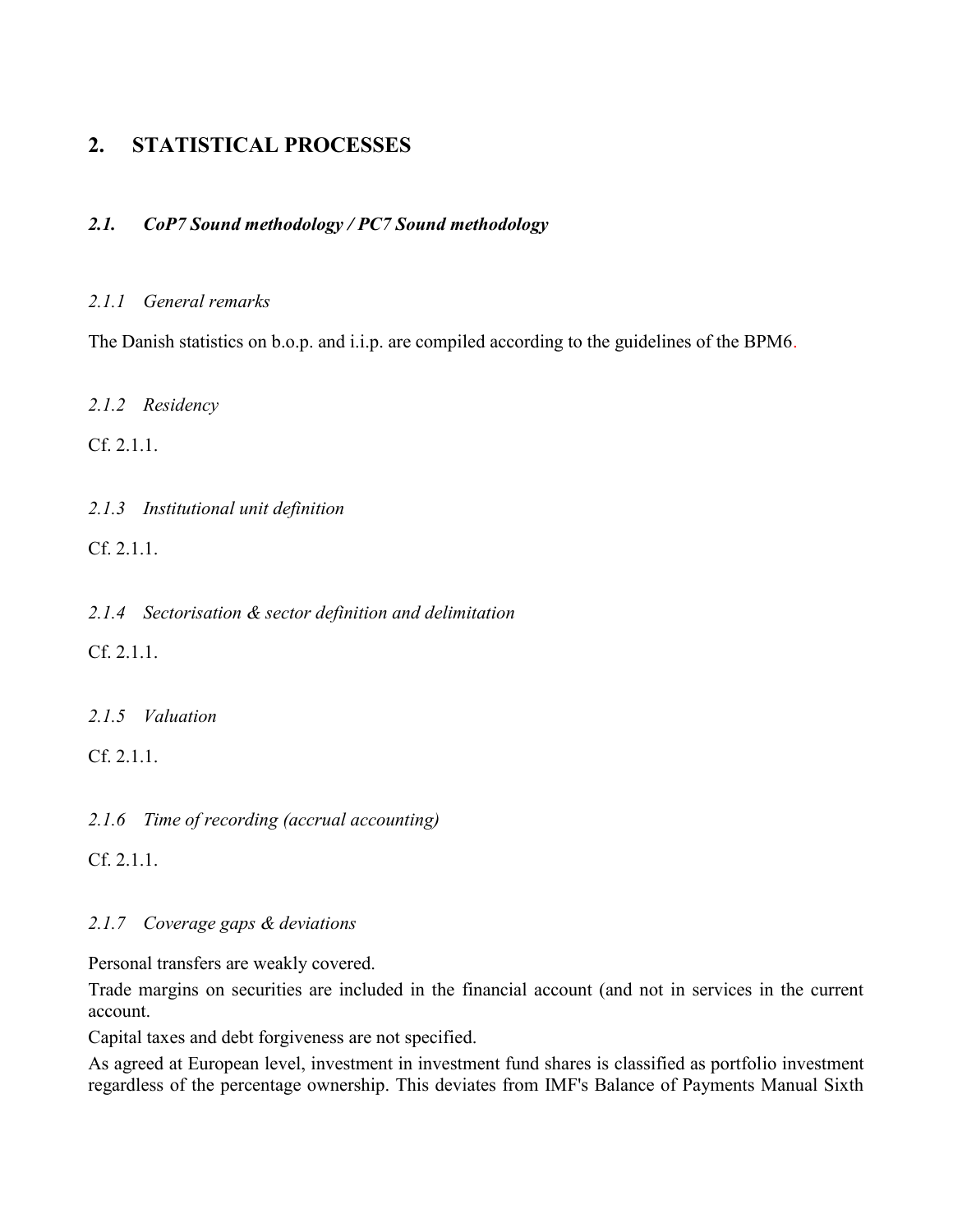## 2. STATISTICAL PROCESSES

### *2.1. CoP7 Sound methodology / PC7 Sound methodology*

#### *2.1.1 General remarks*

The Danish statistics on b.o.p. and i.i.p. are compiled according to the guidelines of the BPM6.

#### *2.1.2 Residency*

Cf. 2.1.1.

#### *2.1.3 Institutional unit definition*

Cf. 2.1.1.

#### *2.1.4 Sectorisation & sector definition and delimitation*

Cf. 2.1.1.

#### *2.1.5 Valuation*

Cf. 2.1.1.

#### *2.1.6 Time of recording (accrual accounting)*

Cf. 2.1.1.

#### *2.1.7 Coverage gaps & deviations*

Personal transfers are weakly covered.

Trade margins on securities are included in the financial account (and not in services in the current account.

Capital taxes and debt forgiveness are not specified.

As agreed at European level, investment in investment fund shares is classified as portfolio investment regardless of the percentage ownership. This deviates from IMF's Balance of Payments Manual Sixth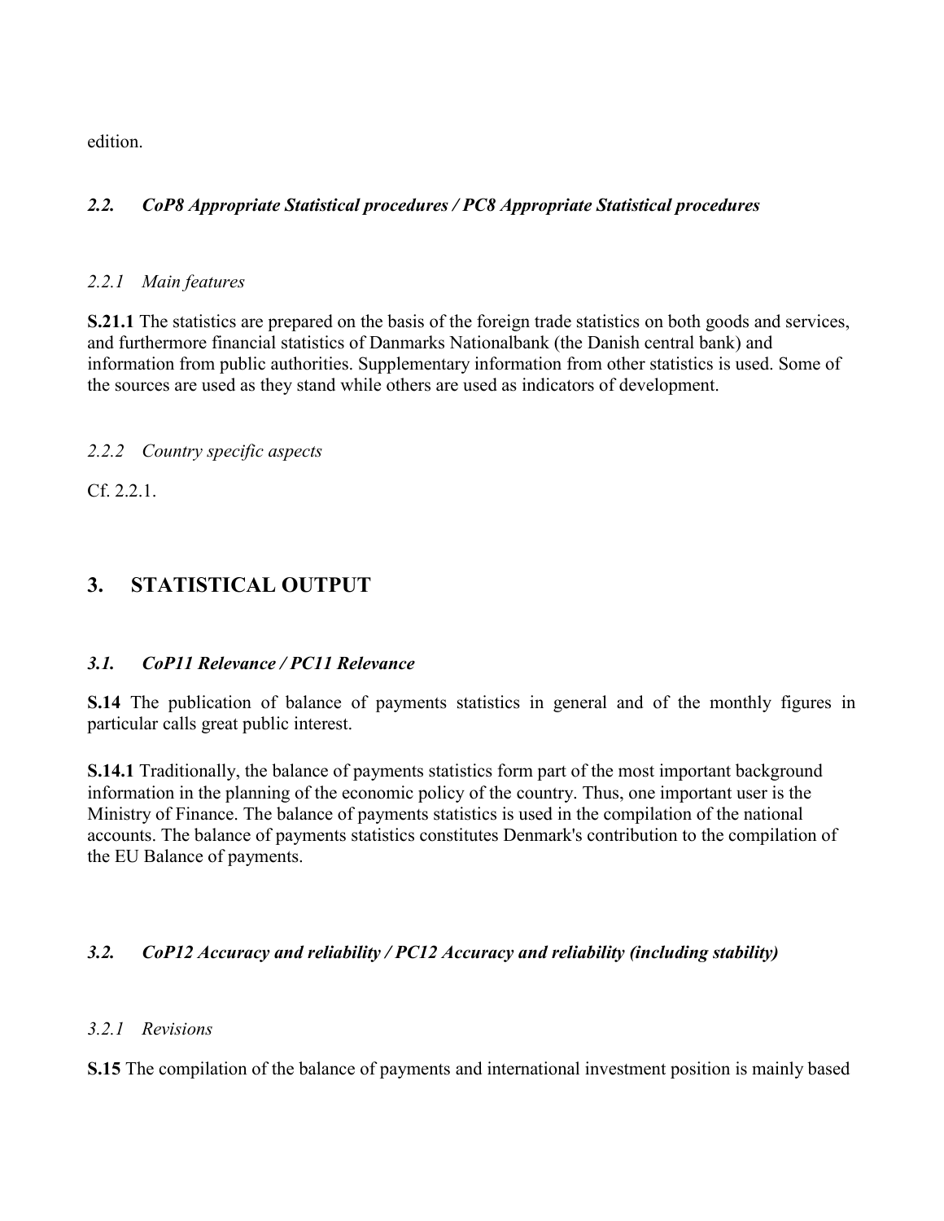edition.

### *2.2. CoP8 Appropriate Statistical procedures / PC8 Appropriate Statistical procedures*

#### *2.2.1 Main features*

**S.21.1** The statistics are prepared on the basis of the foreign trade statistics on both goods and services, and furthermore financial statistics of Danmarks Nationalbank (the Danish central bank) and information from public authorities. Supplementary information from other statistics is used. Some of the sources are used as they stand while others are used as indicators of development.

#### *2.2.2 Country specific aspects*

Cf. 2.2.1.

## 3. STATISTICAL OUTPUT

### *3.1. CoP11 Relevance / PC11 Relevance*

**S.14** The publication of balance of payments statistics in general and of the monthly figures in particular calls great public interest.

**S.14.1** Traditionally, the balance of payments statistics form part of the most important background information in the planning of the economic policy of the country. Thus, one important user is the Ministry of Finance. The balance of payments statistics is used in the compilation of the national accounts. The balance of payments statistics constitutes Denmark's contribution to the compilation of the EU Balance of payments.

### *3.2. CoP12 Accuracy and reliability / PC12 Accuracy and reliability (including stability)*

#### *3.2.1 Revisions*

**S.15** The compilation of the balance of payments and international investment position is mainly based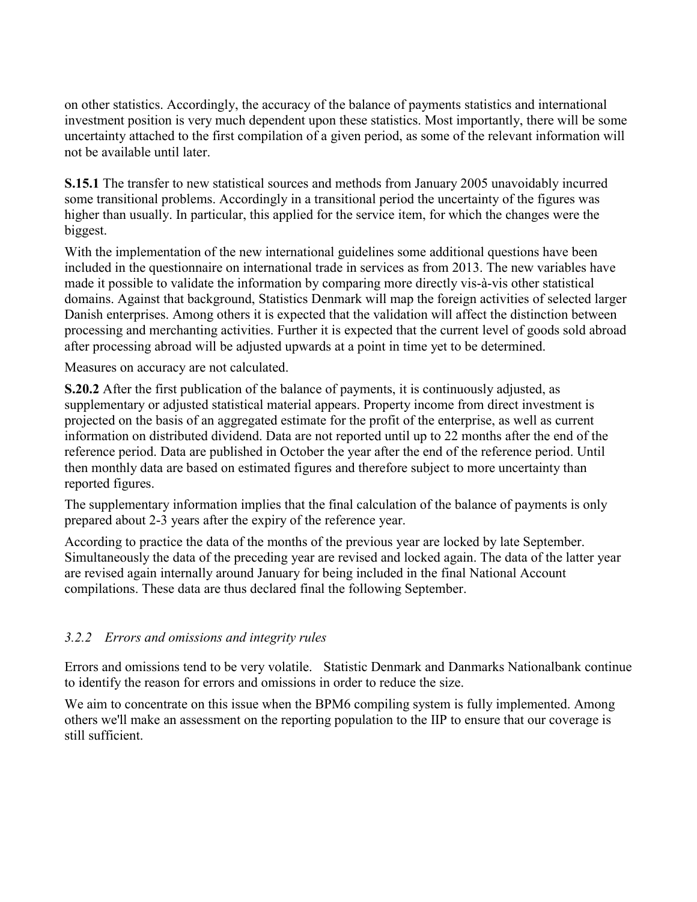on other statistics. Accordingly, the accuracy of the balance of payments statistics and international investment position is very much dependent upon these statistics. Most importantly, there will be some uncertainty attached to the first compilation of a given period, as some of the relevant information will not be available until later.

**S.15.1** The transfer to new statistical sources and methods from January 2005 unavoidably incurred some transitional problems. Accordingly in a transitional period the uncertainty of the figures was higher than usually. In particular, this applied for the service item, for which the changes were the biggest.

With the implementation of the new international guidelines some additional questions have been included in the questionnaire on international trade in services as from 2013. The new variables have made it possible to validate the information by comparing more directly vis-à-vis other statistical domains. Against that background, Statistics Denmark will map the foreign activities of selected larger Danish enterprises. Among others it is expected that the validation will affect the distinction between processing and merchanting activities. Further it is expected that the current level of goods sold abroad after processing abroad will be adjusted upwards at a point in time yet to be determined.

Measures on accuracy are not calculated.

**S.20.2** After the first publication of the balance of payments, it is continuously adjusted, as supplementary or adjusted statistical material appears. Property income from direct investment is projected on the basis of an aggregated estimate for the profit of the enterprise, as well as current information on distributed dividend. Data are not reported until up to 22 months after the end of the reference period. Data are published in October the year after the end of the reference period. Until then monthly data are based on estimated figures and therefore subject to more uncertainty than reported figures.

The supplementary information implies that the final calculation of the balance of payments is only prepared about 2-3 years after the expiry of the reference year.

According to practice the data of the months of the previous year are locked by late September. Simultaneously the data of the preceding year are revised and locked again. The data of the latter year are revised again internally around January for being included in the final National Account compilations. These data are thus declared final the following September.

### *3.2.2 Errors and omissions and integrity rules*

Errors and omissions tend to be very volatile. Statistic Denmark and Danmarks Nationalbank continue to identify the reason for errors and omissions in order to reduce the size.

We aim to concentrate on this issue when the BPM6 compiling system is fully implemented. Among others we'll make an assessment on the reporting population to the IIP to ensure that our coverage is still sufficient.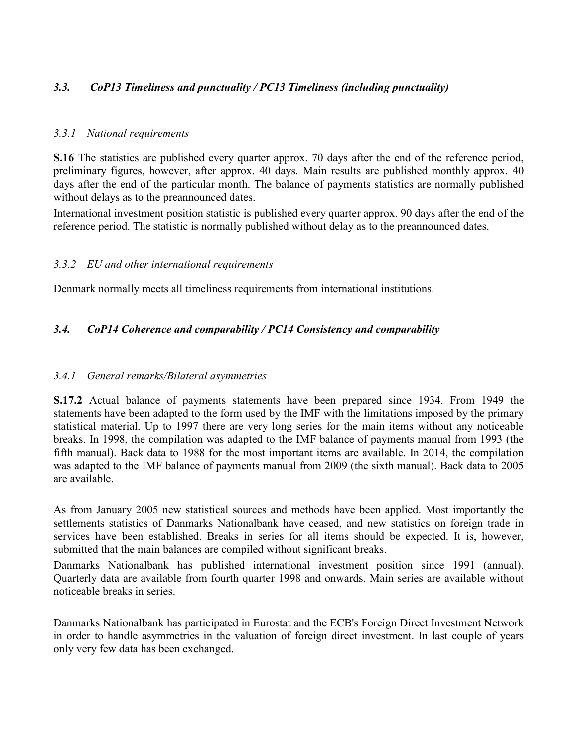### *3.3. CoP13 Timeliness and punctuality / PC13 Timeliness (including punctuality)*

#### *3.3.1 National requirements*

**S.16** The statistics are published every quarter approx. 70 days after the end of the reference period, preliminary figures, however, after approx. 40 days. Main results are published monthly approx. 40 days after the end of the particular month. The balance of payments statistics are normally published without delays as to the preannounced dates.

International investment position statistic is published every quarter approx. 90 days after the end of the reference period. The statistic is normally published without delay as to the preannounced dates.

#### *3.3.2 EU and other international requirements*

Denmark normally meets all timeliness requirements from international institutions.

### *3.4. CoP14 Coherence and comparability / PC14 Consistency and comparability*

#### *3.4.1 General remarks/Bilateral asymmetries*

**S.17.2** Actual balance of payments statements have been prepared since 1934. From 1949 the statements have been adapted to the form used by the IMF with the limitations imposed by the primary statistical material. Up to 1997 there are very long series for the main items without any noticeable breaks. In 1998, the compilation was adapted to the IMF balance of payments manual from 1993 (the fifth manual). Back data to 1988 for the most important items are available. In 2014, the compilation was adapted to the IMF balance of payments manual from 2009 (the sixth manual). Back data to 2005 are available.

As from January 2005 new statistical sources and methods have been applied. Most importantly the settlements statistics of Danmarks Nationalbank have ceased, and new statistics on foreign trade in services have been established. Breaks in series for all items should be expected. It is, however, submitted that the main balances are compiled without significant breaks.

Danmarks Nationalbank has published international investment position since 1991 (annual). Quarterly data are available from fourth quarter 1998 and onwards. Main series are available without noticeable breaks in series.

Danmarks Nationalbank has participated in Eurostat and the ECB's Foreign Direct Investment Network in order to handle asymmetries in the valuation of foreign direct investment. In last couple of years only very few data has been exchanged.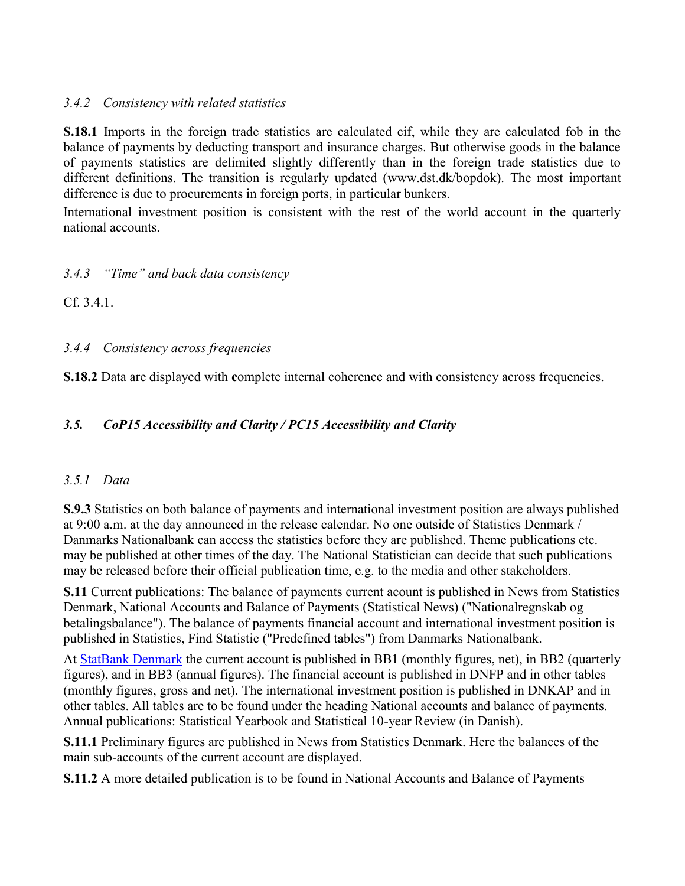### *3.4.2 Consistency with related statistics*

**S.18.1** Imports in the foreign trade statistics are calculated cif, while they are calculated fob in the balance of payments by deducting transport and insurance charges. But otherwise goods in the balance of payments statistics are delimited slightly differently than in the foreign trade statistics due to different definitions. The transition is regularly updated (www.dst.dk/bopdok). The most important difference is due to procurements in foreign ports, in particular bunkers.

International investment position is consistent with the rest of the world account in the quarterly national accounts.

### *3.4.3 "Time" and back data consistency*

Cf. 3.4.1.

### *3.4.4 Consistency across frequencies*

**S.18.2** Data are displayed with **c**omplete internal coherence and with consistency across frequencies.

## ***3.5. CoP15 Accessibility and Clarity / PC15 Accessibility and Clarity***

### *3.5.1 Data*

**S.9.3** Statistics on both balance of payments and international investment position are always published at 9:00 a.m. at the day announced in the release calendar. No one outside of Statistics Denmark / Danmarks Nationalbank can access the statistics before they are published. Theme publications etc. may be published at other times of the day. The National Statistician can decide that such publications may be released before their official publication time, e.g. to the media and other stakeholders.

**S.11** Current publications: The balance of payments current acount is published in News from Statistics Denmark, National Accounts and Balance of Payments (Statistical News) ("Nationalregnskab og betalingsbalance"). The balance of payments financial account and international investment position is published in Statistics, Find Statistic ("Predefined tables") from Danmarks Nationalbank.

At [StatBank Denmark] the current account is published in BB1 (monthly figures, net), in BB2 (quarterly figures), and in BB3 (annual figures). The financial account is published in DNFP and in other tables (monthly figures, gross and net). The international investment position is published in DNKAP and in other tables. All tables are to be found under the heading National accounts and balance of payments. Annual publications: Statistical Yearbook and Statistical 10-year Review (in Danish).

**S.11.1** Preliminary figures are published in News from Statistics Denmark. Here the balances of the main sub-accounts of the current account are displayed.

**S.11.2** A more detailed publication is to be found in National Accounts and Balance of Payments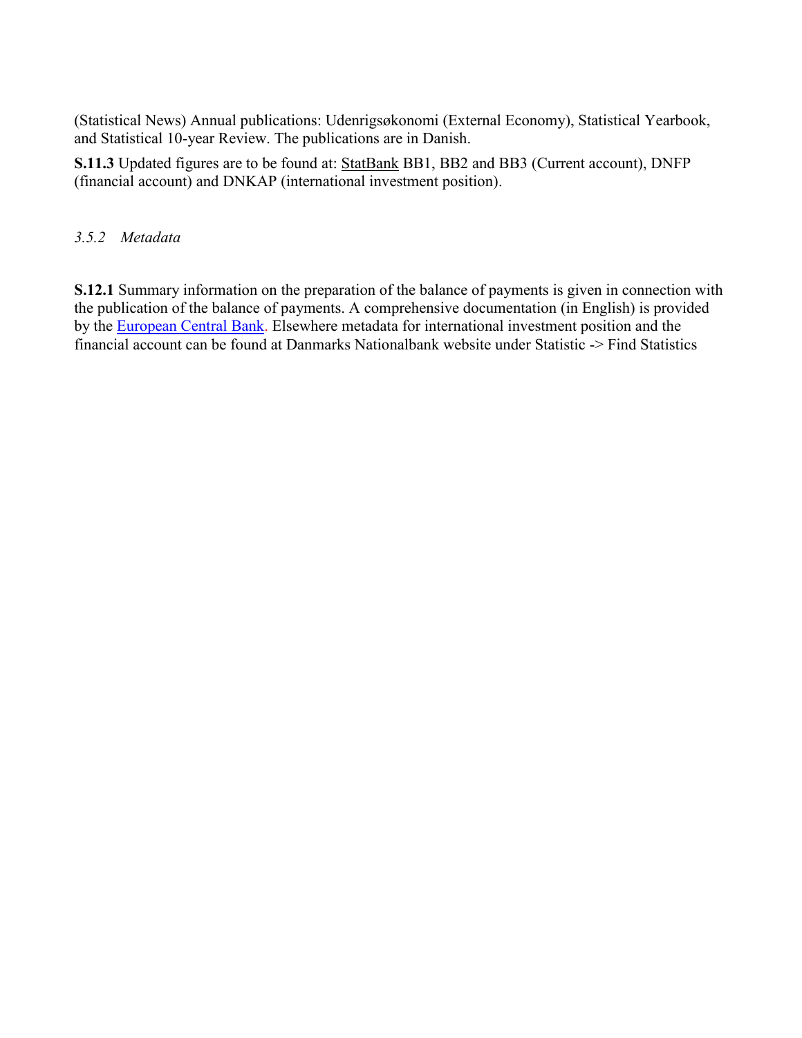(Statistical News) Annual publications: Udenrigsøkonomi (External Economy), Statistical Yearbook, and Statistical 10-year Review. The publications are in Danish.

**S.11.3** Updated figures are to be found at: StatBank BB1, BB2 and BB3 (Current account), DNFP (financial account) and DNKAP (international investment position).

### *3.5.2 Metadata*

**S.12.1** Summary information on the preparation of the balance of payments is given in connection with the publication of the balance of payments. A comprehensive documentation (in English) is provided by the European Central Bank. Elsewhere metadata for international investment position and the financial account can be found at Danmarks Nationalbank website under Statistic -> Find Statistics